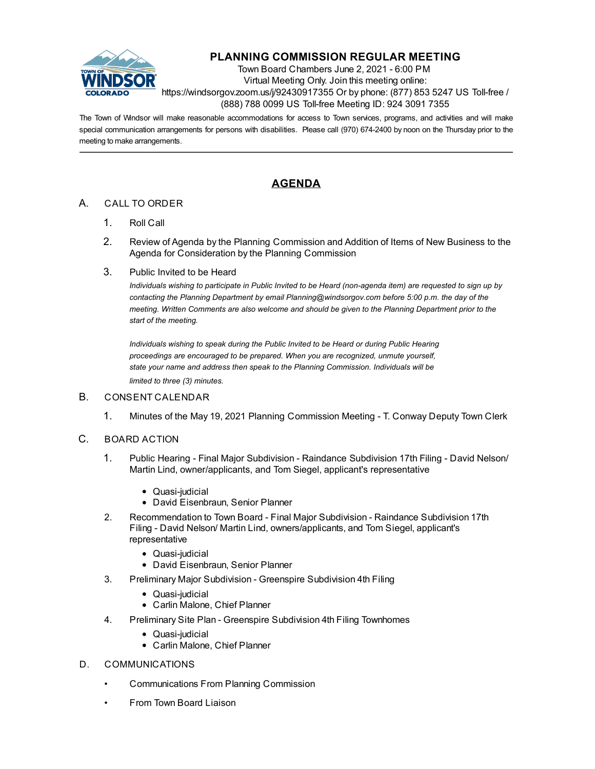# PLANNING COMMISSION REGULAR MEETING

Town Board Chambers June 2, 2021 - 6:00 PM
Virtual Meeting Only. Join this meeting online:
https://windsorgov.zoom.us/j/92430917355 Or by phone: (877) 853 5247 US Toll-free / (888) 788 0099 US Toll-free Meeting ID: 924 3091 7355

The Town of Windsor will make reasonable accommodations for access to Town services, programs, and activities and will make special communication arrangements for persons with disabilities. Please call (970) 674-2400 by noon on the Thursday prior to the meeting to make arrangements.

---

## AGENDA

A. CALL TO ORDER

1. Roll Call
2. Review of Agenda by the Planning Commission and Addition of Items of New Business to the Agenda for Consideration by the Planning Commission
3. Public Invited to be Heard

   *Individuals wishing to participate in Public Invited to be Heard (non-agenda item) are requested to sign up by contacting the Planning Department by email Planning@windsorgov.com before 5:00 p.m. the day of the meeting. Written Comments are also welcome and should be given to the Planning Department prior to the start of the meeting.*

   *Individuals wishing to speak during the Public Invited to be Heard or during Public Hearing proceedings are encouraged to be prepared. When you are recognized, unmute yourself, state your name and address then speak to the Planning Commission. Individuals will be limited to three (3) minutes.*

B. CONSENT CALENDAR

1. Minutes of the May 19, 2021 Planning Commission Meeting - T. Conway Deputy Town Clerk

C. BOARD ACTION

1. Public Hearing - Final Major Subdivision - Raindance Subdivision 17th Filing - David Nelson/ Martin Lind, owner/applicants, and Tom Siegel, applicant's representative
   - Quasi-judicial
   - David Eisenbraun, Senior Planner
2. Recommendation to Town Board - Final Major Subdivision - Raindance Subdivision 17th Filing - David Nelson/ Martin Lind, owners/applicants, and Tom Siegel, applicant's representative
   - Quasi-judicial
   - David Eisenbraun, Senior Planner
3. Preliminary Major Subdivision - Greenspire Subdivision 4th Filing
   - Quasi-judicial
   - Carlin Malone, Chief Planner
4. Preliminary Site Plan - Greenspire Subdivision 4th Filing Townhomes
   - Quasi-judicial
   - Carlin Malone, Chief Planner

D. COMMUNICATIONS

- Communications From Planning Commission
- From Town Board Liaison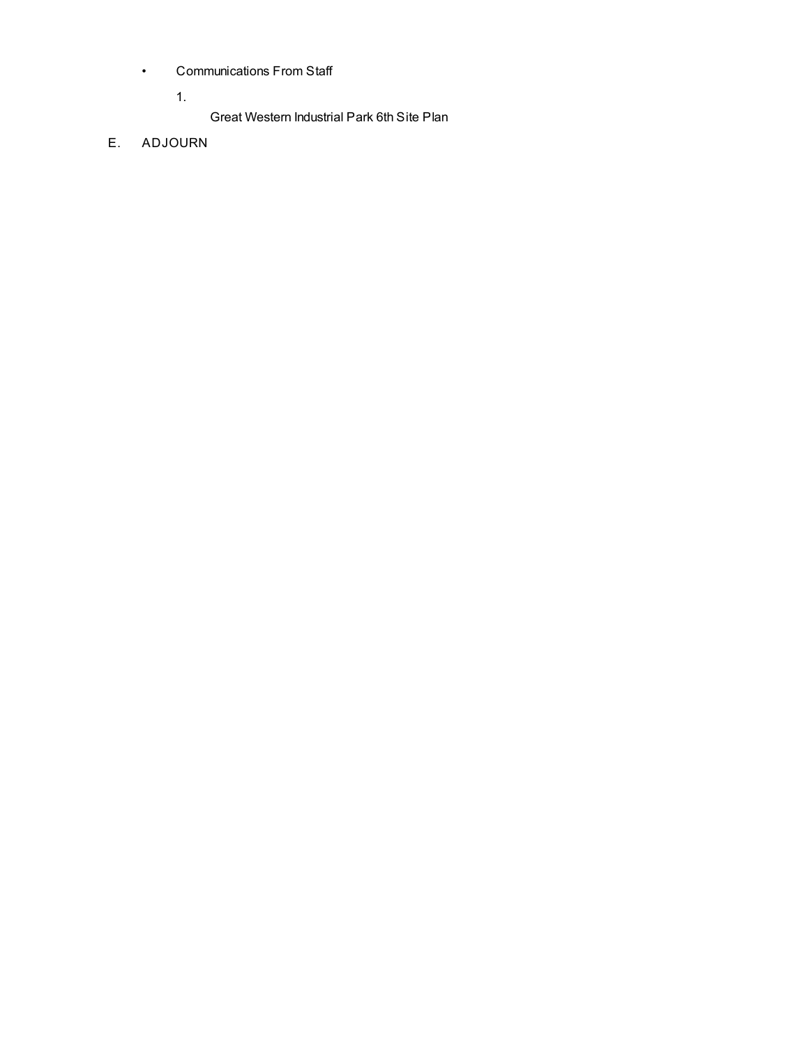- Communications From Staff

  1. Great Western Industrial Park 6th Site Plan

E. ADJOURN